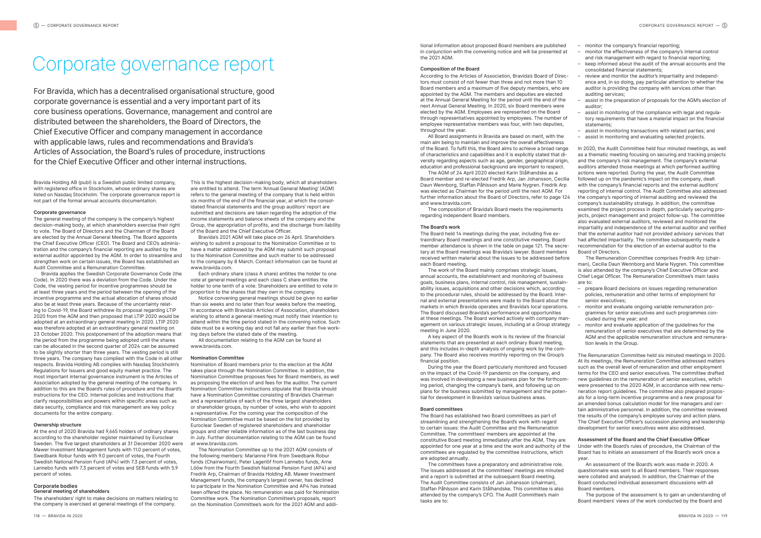# Corporate governance report

For Bravida, which has a decentralised organisational structure, good corporate governance is essential and a very important part of its core business operations. Governance, management and control are distributed between the shareholders, the Board of Directors, the Chief Executive Officer and company management in accordance with applicable laws, rules and recommendations and Bravida's Articles of Association, the Board's rules of procedure, instructions for the Chief Executive Officer and other internal instructions.

Bravida Holding AB (publ) is a Swedish public limited company, with registered office in Stockholm, whose ordinary shares are listed on Nasdaq Stockholm. The corporate governance report is not part of the formal annual accounts documentation.

### Corporate governance

The general meeting of the company is the company's highest decision-making body, at which shareholders exercise their right to vote. The Board of Directors and the Chairman of the Board are elected by the Annual General Meeting. The Board appoints the Chief Executive Officer (CEO). The Board and CEO's administration and the company's financial reporting are audited by the external auditor appointed by the AGM. In order to streamline and strengthen work on certain issues, the Board has established an Audit Committee and a Remuneration Committee.

Bravida applies the Swedish Corporate Governance Code (the Code). In 2020 there was a deviation from the Code. Under the Code, the vesting period for incentive programmes should be at least three years and the period between the opening of the incentive programme and the actual allocation of shares should also be at least three years. Because of the uncertainty relating to Covid-19, the Board withdrew its proposal regarding LTIP 2020 from the AGM and then proposed that LTIP 2020 would be adopted at an extraordinary general meeting in 2020. LTIP 2020 was therefore adopted at an extraordinary general meeting on 23 October 2020. This postponement of the adoption means that the period from the programme being adopted until the shares can be allocated in the second quarter of 2024 can be assumed to be slightly shorter than three years. The vesting period is still three years. The company has complied with the Code in all other respects. Bravida Holding AB complies with Nasdaq Stockholm's Regulations for Issuers and good equity market practice. The most important internal governance instrument is the Articles of Association adopted by the general meeting of the company. In addition to this are the Board's rules of procedure and the Board's instructions for the CEO. Internal policies and instructions that clarify responsibilities and powers within specific areas such as data security, compliance and risk management are key policy documents for the entire company.

### Ownership structure

At the end of 2020 Bravida had 9,665 holders of ordinary shares according to the shareholder register maintained by Euroclear Sweden. The five largest shareholders at 31 December 2020 were Mawer Investment Management funds with 11.0 percent of votes, Swedbank Robur funds with 9.0 percent of votes, the Fourth Swedish National Pension Fund (AP4) with 7.3 percent of votes, Lannebo funds with 7.3 percent of votes and SEB funds with 5.9 percent of votes.

### Corporate bodies

#### General meeting of shareholders

The shareholders' right to make decisions on matters relating to the company is exercised at general meetings of the company. This is the highest decision-making body, which all shareholders are entitled to attend. The term 'Annual General Meeting' (AGM) refers to the general meeting of the company that is held within six months of the end of the financial year, at which the consolidated financial statements and the group auditors' report are submitted and decisions are taken regarding the adoption of the income statements and balance sheets of the company and the Group, the appropriation of profits, and the discharge from liability of the Board and the Chief Executive Officer.

Bravida's 2021 AGM will take place on 26 April. Shareholders wishing to submit a proposal to the Nomination Committee or to have a matter addressed by the AGM may submit such proposal to the Nomination Committee and such matter to be addressed to the company by 8 March. Contact information can be found at www.bravida.com.

Each ordinary share (class A share) entitles the holder to one vote at general meetings and each class C share entitles the holder to one tenth of a vote. Shareholders are entitled to vote in proportion to the shares that they own in the company.

Notice convening general meetings should be given no earlier than six weeks and no later than four weeks before the meeting. In accordance with Bravida's Articles of Association, shareholders wishing to attend a general meeting must notify their intention to attend within the time period stated in the convening notice. Such date must be a working day and not fall any earlier than five working days before the stated date of the meeting.

All documentation relating to the AGM can be found at www.bravida.com.

### Nomination Committee

Nomination of Board members prior to the election at the AGM takes place through the Nomination Committee. In addition, the Nomination Committee proposes fees for Board members, as well as proposing the election of and fees for the auditor. The current Nomination Committee instructions stipulate that Bravida should have a Nomination Committee consisting of Bravida's Chairman and a representative of each of the three largest shareholders or shareholder groups, by number of votes, who wish to appoint a representative. For the coming year the composition of the Nomination Committee must be based on the list provided by Euroclear Sweden of registered shareholders and shareholder groups and other reliable information as of the last business day in July. Further documentation relating to the AGM can be found at www.bravida.com.

The Nomination Committee up to the 2021 AGM consists of the following members: Marianne Flink from Swedbank Robur funds (Chairwoman), Peter Lagerlöf from Lannebo funds, Arne Lööw from the Fourth Swedish National Pension Fund (AP4) and Fredrik Arp, Chairman of Bravida Holding AB. Mawer Investment Management funds, the company's largest owner, has declined to participate in the Nomination Committee and AP4 has instead been offered the place. No remuneration was paid for Nomination Committee work. The Nomination Committee's proposals, report on the Nomination Committee's work for the 2021 AGM and additional information about proposed Board members are published in conjunction with the convening notice and will be presented at the 2021 AGM.

### Composition of the Board

According to the Articles of Association, Bravida's Board of Directors must consist of not fewer than three and not more than 10 Board members and a maximum of five deputy members, who are appointed by the AGM. The members and deputies are elected at the Annual General Meeting for the period until the end of the next Annual General Meeting. In 2020, six Board members were elected by the AGM. Employees are represented on the Board through representatives appointed by employees. The number of employee representative members was four, with two deputies, throughout the year.

All Board assignments in Bravida are based on merit, with the main aim being to maintain and improve the overall effectiveness of the Board. To fulfil this, the Board aims to achieve a broad range of characteristics and capabilities and it is explicitly stated that diversity regarding aspects such as age, gender, geographical origin, education and professional background are important to respect.

The AGM of 24 April 2020 elected Karin Stålhandske as a Board member and re-elected Fredrik Arp, Jan Johansson, Cecilia Daun Wennborg, Staffan Påhlsson and Marie Nygren. Fredrik Arp was elected as Chairman for the period until the next AGM. For further information about the Board of Directors, refer to page 124 and www.bravida.com.

The composition of Bravida's Board meets the requirements regarding independent Board members.

### The Board's work

The Board held 14 meetings during the year, including five extraordinary Board meetings and one constitutive meeting. Board member attendance is shown in the table on page 121. The secretary at the Board meetings was Bravida's lawyer. Board members received written material about the issues to be addressed before each Board meeting.

The work of the Board mainly comprises strategic issues, annual accounts, the establishment and monitoring of business goals, business plans, internal control, risk management, sustainability issues, acquisitions and other decisions which, according to the procedural rules, should be addressed by the Board. Internal and external presentations were made to the Board about the markets in which Bravida operates and Bravida's local operations. The Board discussed Bravida's performance and opportunities at these meetings. The Board worked actively with company management on various strategic issues, including at a Group strategy meeting in June 2020.

A key aspect of the Board's work is its review of the financial statements that are presented at each ordinary Board meeting, and this includes in-depth analysis of ongoing work by the company. The Board also receives monthly reporting on the Group's financial position.

During the year the Board particularly monitored and focused on the impact of the Covid-19 pandemic on the company, and was involved in developing a new business plan for the forthcoming period, changing the company's bank, and following up on plans for the business submitted by management and the potential for development in Bravida's various business areas.

### Board committees

The Board has established two Board committees as part of streamlining and strengthening the Board's work with regard to certain issues: the Audit Committee and the Remuneration Committee. The committees' members are appointed at the constitutive Board meeting immediately after the AGM. They are appointed for one year at a time and the work and authority of the committees are regulated by the committee instructions, which are adopted annually.

The committees have a preparatory and administrative role. The issues addressed at the committees' meetings are minuted and a report is submitted at the subsequent Board meeting. The Audit Committee consists of Jan Johansson (chairman), Staffan Påhlsson and Karin Stålhandske. This committee is also attended by the company's CFO. The Audit Committee's main tasks are to:

- monitor the company's financial reporting;
- monitor the effectiveness of the company's internal control and risk management with regard to financial reporting;
- keep informed about the audit of the annual accounts and the consolidated financial statements;
- review and monitor the auditor's impartiality and independence and, in so doing, pay particular attention to whether the auditor is providing the company with services other than auditing services;
- assist in the preparation of proposals for the AGM's election of auditor;
- assist in monitoring of the compliance with legal and regulatory requirements that have a material impact on the financial statements;
- assist in monitoring transactions with related parties; and
- assist in monitoring and evaluating selected projects.

In 2020, the Audit Committee held four minuted meetings, as well as a thematic meeting focusing on securing and tracking projects and the company's risk management. The company's external auditors attended those meetings at which performed auditing actions were reported. During the year, the Audit Committee followed up on the pandemic's impact on the company, dealt with the company's financial reports and the external auditors' reporting of internal control. The Audit Committee also addressed the company's reporting of internal auditing and reviewed the company's sustainability strategy. In addition, the committee examined the project process in depth, particularly securing projects, project management and project follow-up. The committee also evaluated external auditors, reviewed and monitored the impartiality and independence of the external auditor and verified that the external auditor had not provided advisory services that had affected impartiality. The committee subsequently made a recommendation for the election of an external auditor to the Board of Directors.

The Remuneration Committee comprises Fredrik Arp (chairman), Cecilia Daun Wennborg and Marie Nygren. This committee is also attended by the company's Chief Executive Officer and Chief Legal Officer. The Remuneration Committee's main tasks are to:

- prepare Board decisions on issues regarding remuneration policies, remuneration and other terms of employment for senior executives;
- monitor and evaluate ongoing variable remuneration programmes for senior executives and such programmes concluded during the year; and
- monitor and evaluate application of the guidelines for the remuneration of senior executives that are determined by the AGM and the applicable remuneration structure and remuneration levels in the Group.

The Remuneration Committee held six minuted meetings in 2020. At its meetings, the Remuneration Committee addressed matters such as the overall level of remuneration and other employment terms for the CEO and senior executives. The committee drafted new guidelines on the remuneration of senior executives, which were presented to the 2020 AGM, in accordance with new remuneration report guidelines. The committee also prepared proposals for a long-term incentive programme and a new proposal for an amended bonus calculation model for line managers and certain administrative personnel. In addition, the committee reviewed the results of the company's employee survey and action plans. The Chief Executive Officer's succession planning and leadership development for senior executives were also addressed.

### Assessment of the Board and the Chief Executive Officer

Under with the Board's rules of procedure, the Chairman of the Board has to initiate an assessment of the Board's work once a year.

An assessment of the Board's work was made in 2020. A questionnaire was sent to all Board members. Their responses were collated and analysed. In addition, the Chairman of the Board conducted individual assessment discussions with all Board members.

The purpose of the assessment is to gain an understanding of Board members' views of the work conducted by the Board and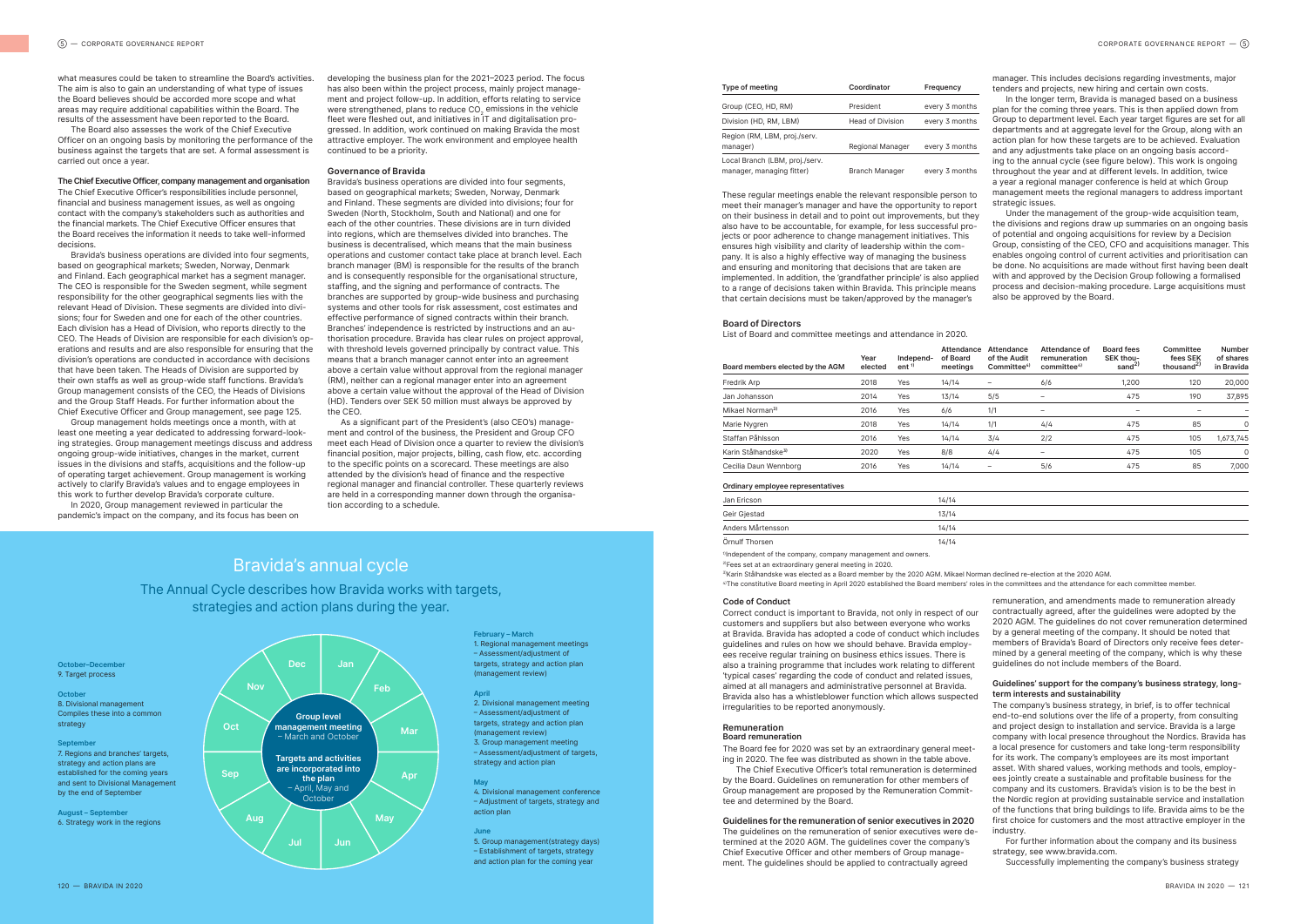what measures could be taken to streamline the Board's activities. The aim is also to gain an understanding of what type of issues the Board believes should be accorded more scope and what areas may require additional capabilities within the Board. The results of the assessment have been reported to the Board.

The Board also assesses the work of the Chief Executive Officer on an ongoing basis by monitoring the performance of the business against the targets that are set. A formal assessment is carried out once a year.

**The Chief Executive Officer, company management and organisation**

The Chief Executive Officer's responsibilities include personnel, financial and business management issues, as well as ongoing contact with the company's stakeholders such as authorities and the financial markets. The Chief Executive Officer ensures that the Board receives the information it needs to take well-informed decisions.

Bravida's business operations are divided into four segments, based on geographical markets; Sweden, Norway, Denmark and Finland. Each geographical market has a segment manager. The CEO is responsible for the Sweden segment, while segment responsibility for the other geographical segments lies with the relevant Head of Division. These segments are divided into divisions; four for Sweden and one for each of the other countries. Each division has a Head of Division, who reports directly to the CEO. The Heads of Division are responsible for each division's operations and results and are also responsible for ensuring that the division's operations are conducted in accordance with decisions that have been taken. The Heads of Division are supported by their own staffs as well as group-wide staff functions. Bravida's Group management consists of the CEO, the Heads of Divisions and the Group Staff Heads. For further information about the Chief Executive Officer and Group management, see page 125.

Group management holds meetings once a month, with at least one meeting a year dedicated to addressing forward-looking strategies. Group management meetings discuss and address ongoing group-wide initiatives, changes in the market, current issues in the divisions and staffs, acquisitions and the follow-up of operating target achievement. Group management is working actively to clarify Bravida's values and to engage employees in this work to further develop Bravida's corporate culture.

In 2020, Group management reviewed in particular the pandemic's impact on the company, and its focus has been on developing the business plan for the 2021–2023 period. The focus has also been within the project process, mainly project management and project follow-up. In addition, efforts relating to service were strengthened, plans to reduce $CO_2$ emissions in the vehicle fleet were fleshed out, and initiatives in IT and digitalisation progressed. In addition, work continued on making Bravida the most attractive employer. The work environment and employee health continued to be a priority.

**Governance of Bravida**

Bravida's business operations are divided into four segments, based on geographical markets; Sweden, Norway, Denmark and Finland. These segments are divided into divisions; four for Sweden (North, Stockholm, South and National) and one for each of the other countries. These divisions are in turn divided into regions, which are themselves divided into branches. The business is decentralised, which means that the main business operations and customer contact take place at branch level. Each branch manager (BM) is responsible for the results of the branch and is consequently responsible for the organisational structure, staffing, and the signing and performance of contracts. The branches are supported by group-wide business and purchasing systems and other tools for risk assessment, cost estimates and effective performance of signed contracts within their branch. Branches' independence is restricted by instructions and an authorisation procedure. Bravida has clear rules on project approval, with threshold levels governed principally by contract value. This means that a branch manager cannot enter into an agreement above a certain value without approval from the regional manager (RM), neither can a regional manager enter into an agreement above a certain value without the approval of the Head of Division (HD). Tenders over SEK 50 million must always be approved by the CEO.

As a significant part of the President's (also CEO's) management and control of the business, the President and Group CFO meet each Head of Division once a quarter to review the division's financial position, major projects, billing, cash flow, etc. according to the specific points on a scorecard. These meetings are also attended by the division's head of finance and the respective regional manager and financial controller. These quarterly reviews are held in a corresponding manner down through the organisation according to a schedule.

## Bravida's annual cycle

The Annual Cycle describes how Bravida works with targets, strategies and action plans during the year.

Group level management meeting – March and October

Targets and activities are incorporated into the plan – April, May and October

**February – March**
1. Regional management meetings – Assessment/adjustment of targets, strategy and action plan (management review)

**April**
2. Divisional management meeting – Assessment/adjustment of targets, strategy and action plan (management review)
3. Group management meeting – Assessment/adjustment of targets, strategy and action plan

**May**
4. Divisional management conference – Adjustment of targets, strategy and action plan

**June**
5. Group management(strategy days) – Establishment of targets, strategy and action plan for the coming year

**August – September**
6. Strategy work in the regions

**September**
7. Regions and branches' targets, strategy and action plans are established for the coming years and sent to Divisional Management by the end of September

**October**
8. Divisional management Compiles these into a common strategy

**October–December**
9. Target process

| Type of meeting | Coordinator | Frequency |
|---|---|---|
| Group (CEO, HD, RM) | President | every 3 months |
| Division (HD, RM, LBM) | Head of Division | every 3 months |
| Region (RM, LBM, proj./serv. manager) | Regional Manager | every 3 months |
| Local Branch (LBM, proj./serv. manager, managing fitter) | Branch Manager | every 3 months |

These regular meetings enable the relevant responsible person to meet their manager's manager and have the opportunity to report on their business in detail and to point out improvements, but they also have to be accountable, for example, for less successful projects or poor adherence to change management initiatives. This ensures high visibility and clarity of leadership within the company. It is also a highly effective way of managing the business and ensuring and monitoring that decisions that are taken are implemented. In addition, the 'grandfather principle' is also applied to a range of decisions taken within Bravida. This principle means that certain decisions must be taken/approved by the manager's manager. This includes decisions regarding investments, major tenders and projects, new hiring and certain own costs.

In the longer term, Bravida is managed based on a business plan for the coming three years. This is then applied down from Group to department level. Each year target figures are set for all departments and at aggregate level for the Group, along with an action plan for how these targets are to be achieved. Evaluation and any adjustments take place on an ongoing basis according to the annual cycle (see figure below). This work is ongoing throughout the year and at different levels. In addition, twice a year a regional manager conference is held at which Group management meets the regional managers to address important strategic issues.

Under the management of the group-wide acquisition team, the divisions and regions draw up summaries on an ongoing basis of potential and ongoing acquisitions for review by a Decision Group, consisting of the CEO, CFO and acquisitions manager. This enables ongoing control of current activities and prioritisation can be done. No acquisitions are made without first having been dealt with and approved by the Decision Group following a formalised process and decision-making procedure. Large acquisitions must also be approved by the Board.

### Board of Directors

List of Board and committee meetings and attendance in 2020.

| Board members elected by the AGM | Year elected | Independent [1] | Attendance of Board meetings | Attendance of the Audit Committee[4] | Attendance of remuneration committee[4] | Board fees SEK thousand[2] | Committee fees SEK thousand[2] | Number of shares in Bravida |
|---|---|---|---|---|---|---|---|---|
| Fredrik Arp | 2018 | Yes | 14/14 | – | 6/6 | 1,200 | 120 | 20,000 |
| Jan Johansson | 2014 | Yes | 13/14 | 5/5 | – | 475 | 190 | 37,895 |
| Mikael Norman[3] | 2016 | Yes | 6/6 | 1/1 | – | – | – | – |
| Marie Nygren | 2018 | Yes | 14/14 | 1/1 | 4/4 | 475 | 85 | 0 |
| Staffan Påhlsson | 2016 | Yes | 14/14 | 3/4 | 2/2 | 475 | 105 | 1,673,745 |
| Karin Stålhandske[3] | 2020 | Yes | 8/8 | 4/4 | – | 475 | 105 | 0 |
| Cecilia Daun Wennborg | 2016 | Yes | 14/14 | – | 5/6 | 475 | 85 | 7,000 |
| **Ordinary employee representatives** | | | | | | | | |
| Jan Ericson | | | 14/14 | | | | | |
| Geir Gjestad | | | 13/14 | | | | | |
| Anders Mårtensson | | | 14/14 | | | | | |
| Örnulf Thorsen | | | 14/14 | | | | | |

[1] Independent of the company, company management and owners.
[2] Fees set at an extraordinary general meeting in 2020.
[3] Karin Stålhandske was elected as a Board member by the 2020 AGM. Mikael Norman declined re-election at the 2020 AGM.
[4] The constitutive Board meeting in April 2020 established the Board members' roles in the committees and the attendance for each committee member.

### Code of Conduct

Correct conduct is important to Bravida, not only in respect of our customers and suppliers but also between everyone who works at Bravida. Bravida has adopted a code of conduct which includes guidelines and rules on how we should behave. Bravida employees receive regular training on business ethics issues. There is also a training programme that includes work relating to different 'typical cases' regarding the code of conduct and related issues, aimed at all managers and administrative personnel at Bravida. Bravida also has a whistleblower function which allows suspected irregularities to be reported anonymously.

### Remuneration

**Board remuneration**

The Board fee for 2020 was set by an extraordinary general meeting in 2020. The fee was distributed as shown in the table above.

The Chief Executive Officer's total remuneration is determined by the Board. Guidelines on remuneration for other members of Group management are proposed by the Remuneration Committee and determined by the Board.

**Guidelines for the remuneration of senior executives in 2020**

The guidelines on the remuneration of senior executives were determined at the 2020 AGM. The guidelines cover the company's Chief Executive Officer and other members of Group management. The guidelines should be applied to contractually agreed remuneration, and amendments made to remuneration already contractually agreed, after the guidelines were adopted by the 2020 AGM. The guidelines do not cover remuneration determined by a general meeting of the company. It should be noted that members of Bravida's Board of Directors only receive fees determined by a general meeting of the company, which is why these guidelines do not include members of the Board.

**Guidelines' support for the company's business strategy, long-term interests and sustainability**

The company's business strategy, in brief, is to offer technical end-to-end solutions over the life of a property, from consulting and project design to installation and service. Bravida is a large company with local presence throughout the Nordics. Bravida has a local presence for customers and take long-term responsibility for its work. The company's employees are its most important asset. With shared values, working methods and tools, employees jointly create a sustainable and profitable business for the company and its customers. Bravida's vision is to be the best in the Nordic region at providing sustainable service and installation of the functions that bring buildings to life. Bravida aims to be the first choice for customers and the most attractive employer in the industry.

For further information about the company and its business strategy, see www.bravida.com.

Successfully implementing the company's business strategy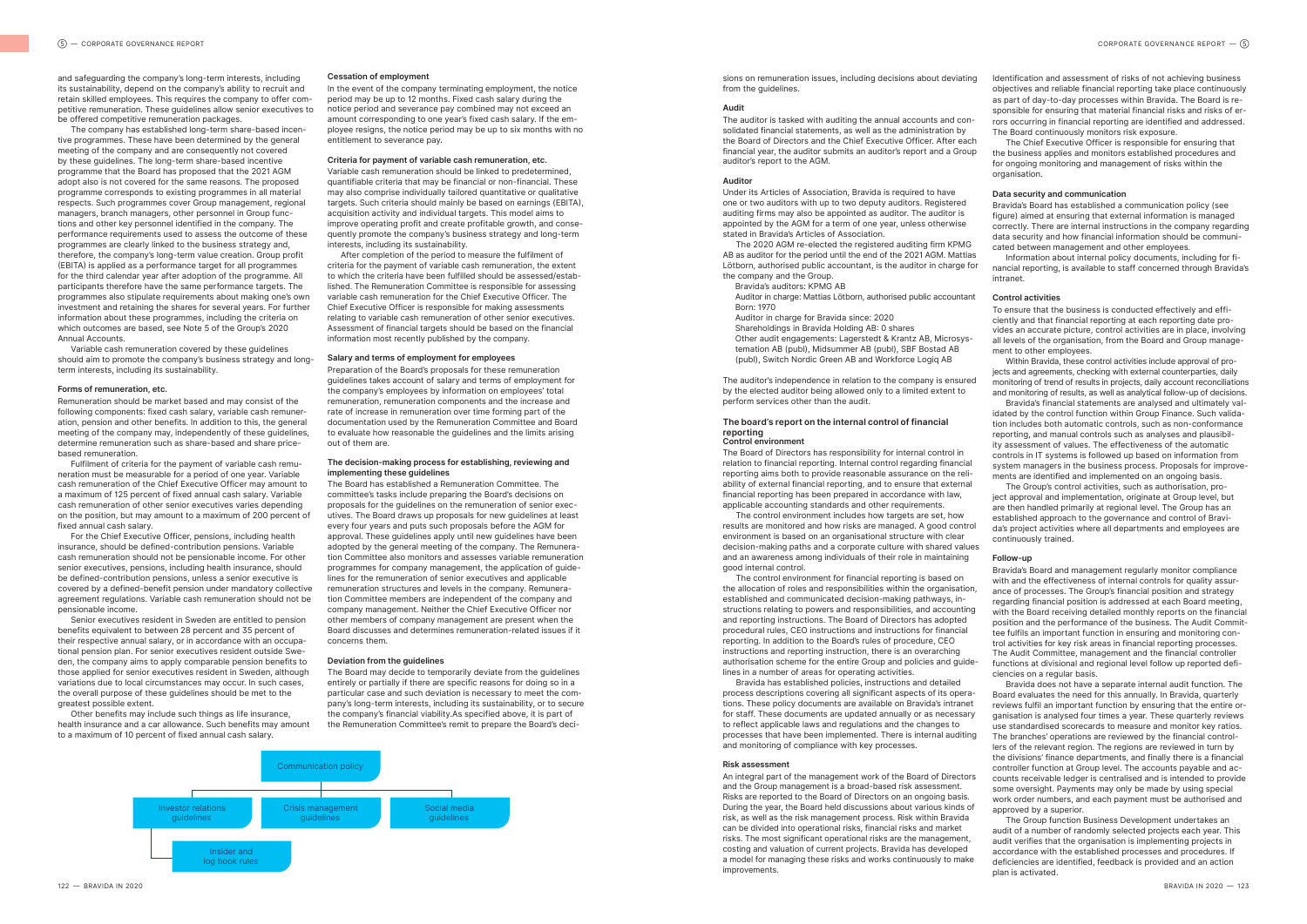and safeguarding the company's long-term interests, including its sustainability, depend on the company's ability to recruit and retain skilled employees. This requires the company to offer competitive remuneration. These guidelines allow senior executives to be offered competitive remuneration packages.

The company has established long-term share-based incentive programmes. These have been determined by the general meeting of the company and are consequently not covered by these guidelines. The long-term share-based incentive programme that the Board has proposed that the 2021 AGM adopt also is not covered for the same reasons. The proposed programme corresponds to existing programmes in all material respects. Such programmes cover Group management, regional managers, branch managers, other personnel in Group functions and other key personnel identified in the company. The performance requirements used to assess the outcome of these programmes are clearly linked to the business strategy and, therefore, the company's long-term value creation. Group profit (EBITA) is applied as a performance target for all programmes for the third calendar year after adoption of the programme. All participants therefore have the same performance targets. The programmes also stipulate requirements about making one's own investment and retaining the shares for several years. For further information about these programmes, including the criteria on which outcomes are based, see Note 5 of the Group's 2020 Annual Accounts.

Variable cash remuneration covered by these guidelines should aim to promote the company's business strategy and long-term interests, including its sustainability.

#### Forms of remuneration, etc.

Remuneration should be market based and may consist of the following components: fixed cash salary, variable cash remuneration, pension and other benefits. In addition to this, the general meeting of the company may, independently of these guidelines, determine remuneration such as share-based and share price-based remuneration.

Fulfilment of criteria for the payment of variable cash remuneration should be measurable for a period of one year. Variable cash remuneration of the Chief Executive Officer may amount to a maximum of 125 percent of fixed annual cash salary. Variable cash remuneration of other senior executives varies depending on the position, but may amount to a maximum of 200 percent of fixed annual cash salary.

For the Chief Executive Officer, pensions, including health insurance, should be defined-contribution pensions. Variable cash remuneration should not be pensionable income. For other senior executives, pensions, including health insurance, should be defined-contribution pensions, unless a senior executive is covered by a defined-benefit pension under mandatory collective agreement regulations. Variable cash remuneration should not be pensionable income.

Senior executives resident in Sweden are entitled to pension benefits equivalent to between 28 percent and 35 percent of their respective annual salary, or in accordance with an occupational pension plan. For senior executives resident outside Sweden, the company aims to apply comparable pension benefits to those applied for senior executives resident in Sweden, although variations due to local circumstances may occur. In such cases, the overall purpose of these guidelines should be met to the greatest possible extent.

Other benefits may include such things as life insurance, health insurance and a car allowance. Such benefits may amount to a maximum of 10 percent of fixed annual cash salary.

#### Cessation of employment

In the event of the company terminating employment, the notice period may be up to 12 months. Fixed cash salary during the notice period and severance pay combined may not exceed an amount corresponding to one year's fixed cash salary. If the employee resigns, the notice period may be up to six months with no entitlement to severance pay.

#### Criteria for payment of variable cash remuneration, etc.

Variable cash remuneration should be linked to predetermined, quantifiable criteria that may be financial or non-financial. These may also comprise individually tailored quantitative or qualitative targets. Such criteria should mainly be based on earnings (EBITA), acquisition activity and individual targets. This model aims to improve operating profit and create profitable growth, and consequently promote the company's business strategy and long-term interests, including its sustainability.

After completion of the period to measure the fulfilment of criteria for the payment of variable cash remuneration, the extent to which the criteria have been fulfilled should be assessed/established. The Remuneration Committee is responsible for assessing variable cash remuneration for the Chief Executive Officer. The Chief Executive Officer is responsible for making assessments relating to variable cash remuneration of other senior executives. Assessment of financial targets should be based on the financial information most recently published by the company.

#### Salary and terms of employment for employees

Preparation of the Board's proposals for these remuneration guidelines takes account of salary and terms of employment for the company's employees by information on employees' total remuneration, remuneration components and the increase and rate of increase in remuneration over time forming part of the documentation used by the Remuneration Committee and Board to evaluate how reasonable the guidelines and the limits arising out of them are.

#### The decision-making process for establishing, reviewing and implementing these guidelines

The Board has established a Remuneration Committee. The committee's tasks include preparing the Board's decisions on proposals for the guidelines on the remuneration of senior executives. The Board draws up proposals for new guidelines at least every four years and puts such proposals before the AGM for approval. These guidelines apply until new guidelines have been adopted by the general meeting of the company. The Remuneration Committee also monitors and assesses variable remuneration programmes for company management, the application of guidelines for the remuneration of senior executives and applicable remuneration structures and levels in the company. Remuneration Committee members are independent of the company and company management. Neither the Chief Executive Officer nor other members of company management are present when the Board discusses and determines remuneration-related issues if it concerns them.

#### Deviation from the guidelines

The Board may decide to temporarily deviate from the guidelines entirely or partially if there are specific reasons for doing so in a particular case and such deviation is necessary to meet the company's long-term interests, including its sustainability, or to secure the company's financial viability.As specified above, it is part of the Remuneration Committee's remit to prepare the Board's decisions on remuneration issues, including decisions about deviating from the guidelines.

Communication policy
Investor relations guidelines
Crisis management guidelines
Social media guidelines
Insider and log book rules

#### Audit

The auditor is tasked with auditing the annual accounts and consolidated financial statements, as well as the administration by the Board of Directors and the Chief Executive Officer. After each financial year, the auditor submits an auditor's report and a Group auditor's report to the AGM.

#### Auditor

Under its Articles of Association, Bravida is required to have one or two auditors with up to two deputy auditors. Registered auditing firms may also be appointed as auditor. The auditor is appointed by the AGM for a term of one year, unless otherwise stated in Bravida's Articles of Association.

The 2020 AGM re-elected the registered auditing firm KPMG AB as auditor for the period until the end of the 2021 AGM. Mattias Lötborn, authorised public accountant, is the auditor in charge for the company and the Group.

Bravida's auditors: KPMG AB
Auditor in charge: Mattias Lötborn, authorised public accountant
Born: 1970
Auditor in charge for Bravida since: 2020
Shareholdings in Bravida Holding AB: 0 shares
Other audit engagements: Lagerstedt & Krantz AB, Microsystemation AB (publ), Midsummer AB (publ), SBF Bostad AB (publ), Switch Nordic Green AB and Workforce Logiq AB

The auditor's independence in relation to the company is ensured by the elected auditor being allowed only to a limited extent to perform services other than the audit.

### The board's report on the internal control of financial reporting

#### Control environment

The Board of Directors has responsibility for internal control in relation to financial reporting. Internal control regarding financial reporting aims both to provide reasonable assurance on the reliability of external financial reporting, and to ensure that external financial reporting has been prepared in accordance with law, applicable accounting standards and other requirements.

The control environment includes how targets are set, how results are monitored and how risks are managed. A good control environment is based on an organisational structure with clear decision-making paths and a corporate culture with shared values and an awareness among individuals of their role in maintaining good internal control.

The control environment for financial reporting is based on the allocation of roles and responsibilities within the organisation, established and communicated decision-making pathways, instructions relating to powers and responsibilities, and accounting and reporting instructions. The Board of Directors has adopted procedural rules, CEO instructions and instructions for financial reporting. In addition to the Board's rules of procedure, CEO instructions and reporting instruction, there is an overarching authorisation scheme for the entire Group and policies and guidelines in a number of areas for operating activities.

Bravida has established policies, instructions and detailed process descriptions covering all significant aspects of its operations. These policy documents are available on Bravida's intranet for staff. These documents are updated annually or as necessary to reflect applicable laws and regulations and the changes to processes that have been implemented. There is internal auditing and monitoring of compliance with key processes.

#### Risk assessment

An integral part of the management work of the Board of Directors and the Group management is a broad-based risk assessment. Risks are reported to the Board of Directors on an ongoing basis. During the year, the Board held discussions about various kinds of risk, as well as the risk management process. Risk within Bravida can be divided into operational risks, financial risks and market risks. The most significant operational risks are the management, costing and valuation of current projects. Bravida has developed a model for managing these risks and works continuously to make improvements.

Identification and assessment of risks of not achieving business objectives and reliable financial reporting take place continuously as part of day-to-day processes within Bravida. The Board is responsible for ensuring that material financial risks and risks of errors occurring in financial reporting are identified and addressed. The Board continuously monitors risk exposure.

The Chief Executive Officer is responsible for ensuring that the business applies and monitors established procedures and for ongoing monitoring and management of risks within the organisation.

#### Data security and communication

Bravida's Board has established a communication policy (see figure) aimed at ensuring that external information is managed correctly. There are internal instructions in the company regarding data security and how financial information should be communicated between management and other employees.

Information about internal policy documents, including for financial reporting, is available to staff concerned through Bravida's intranet.

#### Control activities

To ensure that the business is conducted effectively and efficiently and that financial reporting at each reporting date provides an accurate picture, control activities are in place, involving all levels of the organisation, from the Board and Group management to other employees.

Within Bravida, these control activities include approval of projects and agreements, checking with external counterparties, daily monitoring of trend of results in projects, daily account reconciliations and monitoring of results, as well as analytical follow-up of decisions.

Bravida's financial statements are analysed and ultimately validated by the control function within Group Finance. Such validation includes both automatic controls, such as non-conformance reporting, and manual controls such as analyses and plausibility assessment of values. The effectiveness of the automatic controls in IT systems is followed up based on information from system managers in the business process. Proposals for improvements are identified and implemented on an ongoing basis.

The Group's control activities, such as authorisation, project approval and implementation, originate at Group level, but are then handled primarily at regional level. The Group has an established approach to the governance and control of Bravida's project activities where all departments and employees are continuously trained.

#### Follow-up

Bravida's Board and management regularly monitor compliance with and the effectiveness of internal controls for quality assurance of processes. The Group's financial position and strategy regarding financial position is addressed at each Board meeting, with the Board receiving detailed monthly reports on the financial position and the performance of the business. The Audit Committee fulfils an important function in ensuring and monitoring control activities for key risk areas in financial reporting processes. The Audit Committee, management and the financial controller functions at divisional and regional level follow up reported deficiencies on a regular basis.

Bravida does not have a separate internal audit function. The Board evaluates the need for this annually. In Bravida, quarterly reviews fulfil an important function by ensuring that the entire organisation is analysed four times a year. These quarterly reviews use standardised scorecards to measure and monitor key ratios. The branches' operations are reviewed by the financial controllers of the relevant region. The regions are reviewed in turn by the divisions' finance departments, and finally there is a financial controller function at Group level. The accounts payable and accounts receivable ledger is centralised and is intended to provide some oversight. Payments may only be made by using special work order numbers, and each payment must be authorised and approved by a superior.

The Group function Business Development undertakes an audit of a number of randomly selected projects each year. This audit verifies that the organisation is implementing projects in accordance with the established processes and procedures. If deficiencies are identified, feedback is provided and an action plan is activated.